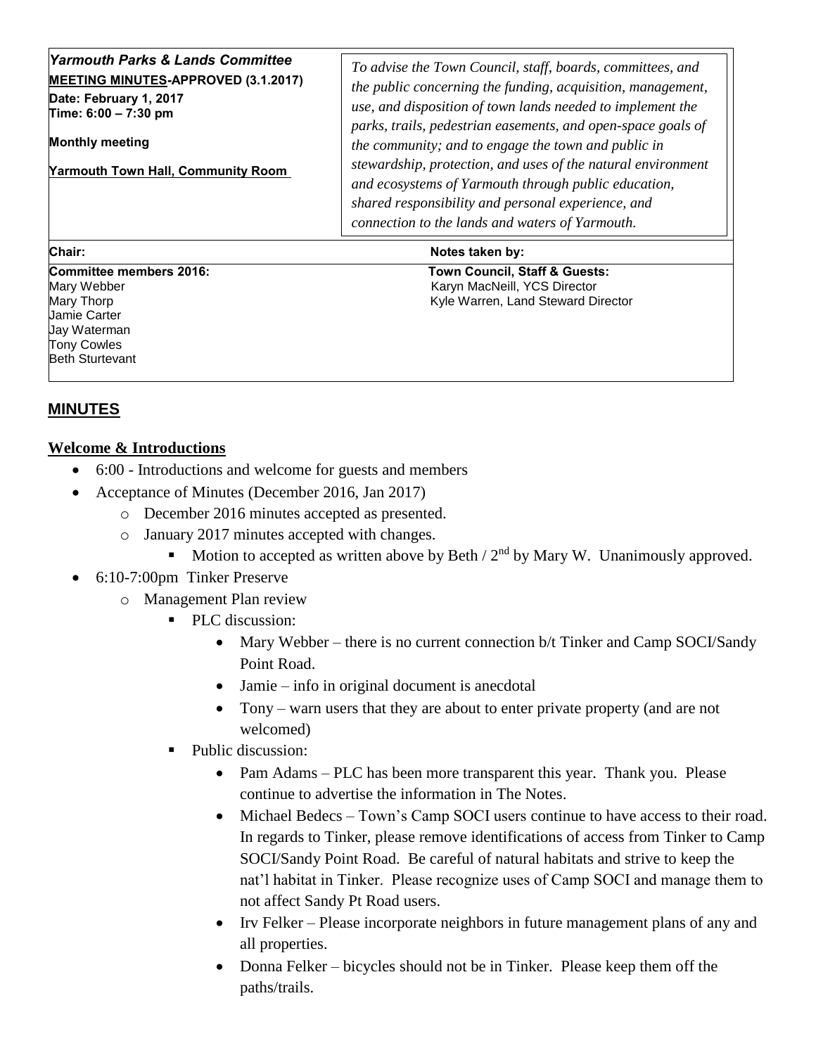| *Yarmouth Parks & Lands Committee*<br>**MEETING MINUTES-APPROVED (3.1.2017)**<br>**Date: February 1, 2017**<br>**Time: 6:00 – 7:30 pm**<br><br>**Monthly meeting**<br><br>**Yarmouth Town Hall, Community Room** | *To advise the Town Council, staff, boards, committees, and the public concerning the funding, acquisition, management, use, and disposition of town lands needed to implement the parks, trails, pedestrian easements, and open-space goals of the community; and to engage the town and public in stewardship, protection, and uses of the natural environment and ecosystems of Yarmouth through public education, shared responsibility and personal experience, and connection to the lands and waters of Yarmouth.* |
|---|---|
| **Chair:** | **Notes taken by:** |
| **Committee members 2016:**<br>Mary Webber<br>Mary Thorp<br>Jamie Carter<br>Jay Waterman<br>Tony Cowles<br>Beth Sturtevant | **Town Council, Staff & Guests:**<br>Karyn MacNeill, YCS Director<br>Kyle Warren, Land Steward Director |

## MINUTES

### Welcome & Introductions

- 6:00 - Introductions and welcome for guests and members
- Acceptance of Minutes (December 2016, Jan 2017)
  - December 2016 minutes accepted as presented.
  - January 2017 minutes accepted with changes.
    - Motion to accepted as written above by Beth / 2nd by Mary W. Unanimously approved.
- 6:10-7:00pm Tinker Preserve
  - Management Plan review
    - PLC discussion:
      - Mary Webber – there is no current connection b/t Tinker and Camp SOCI/Sandy Point Road.
      - Jamie – info in original document is anecdotal
      - Tony – warn users that they are about to enter private property (and are not welcomed)
    - Public discussion:
      - Pam Adams – PLC has been more transparent this year. Thank you. Please continue to advertise the information in The Notes.
      - Michael Bedecs – Town's Camp SOCI users continue to have access to their road. In regards to Tinker, please remove identifications of access from Tinker to Camp SOCI/Sandy Point Road. Be careful of natural habitats and strive to keep the nat'l habitat in Tinker. Please recognize uses of Camp SOCI and manage them to not affect Sandy Pt Road users.
      - Irv Felker – Please incorporate neighbors in future management plans of any and all properties.
      - Donna Felker – bicycles should not be in Tinker. Please keep them off the paths/trails.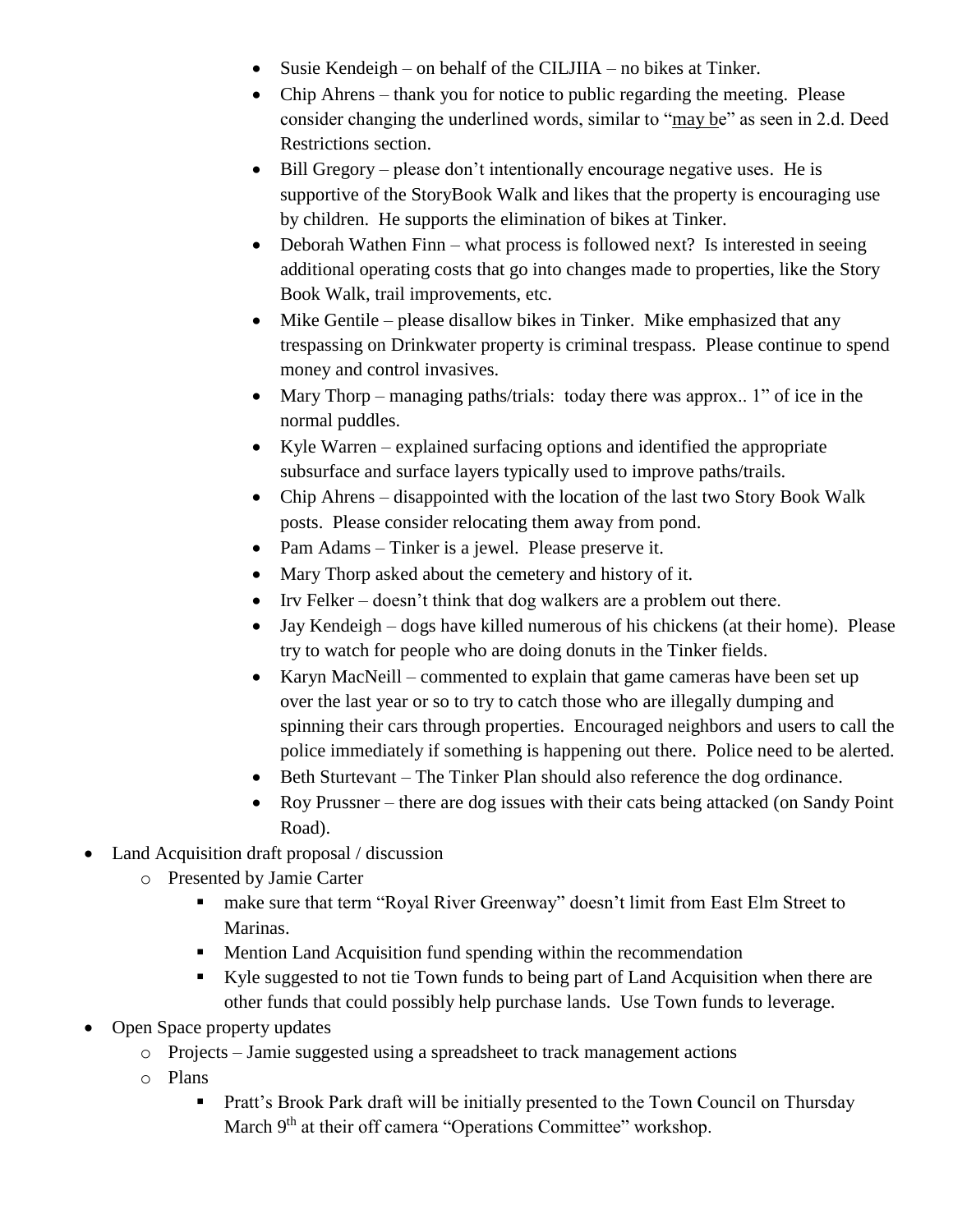- Susie Kendeigh – on behalf of the CILJIIA – no bikes at Tinker.
  - Chip Ahrens – thank you for notice to public regarding the meeting. Please consider changing the underlined words, similar to "may be" as seen in 2.d. Deed Restrictions section.
  - Bill Gregory – please don't intentionally encourage negative uses. He is supportive of the StoryBook Walk and likes that the property is encouraging use by children. He supports the elimination of bikes at Tinker.
  - Deborah Wathen Finn – what process is followed next? Is interested in seeing additional operating costs that go into changes made to properties, like the Story Book Walk, trail improvements, etc.
  - Mike Gentile – please disallow bikes in Tinker. Mike emphasized that any trespassing on Drinkwater property is criminal trespass. Please continue to spend money and control invasives.
  - Mary Thorp – managing paths/trials: today there was approx.. 1" of ice in the normal puddles.
  - Kyle Warren – explained surfacing options and identified the appropriate subsurface and surface layers typically used to improve paths/trails.
  - Chip Ahrens – disappointed with the location of the last two Story Book Walk posts. Please consider relocating them away from pond.
  - Pam Adams – Tinker is a jewel. Please preserve it.
  - Mary Thorp asked about the cemetery and history of it.
  - Irv Felker – doesn't think that dog walkers are a problem out there.
  - Jay Kendeigh – dogs have killed numerous of his chickens (at their home). Please try to watch for people who are doing donuts in the Tinker fields.
  - Karyn MacNeill – commented to explain that game cameras have been set up over the last year or so to try to catch those who are illegally dumping and spinning their cars through properties. Encouraged neighbors and users to call the police immediately if something is happening out there. Police need to be alerted.
  - Beth Sturtevant – The Tinker Plan should also reference the dog ordinance.
  - Roy Prussner – there are dog issues with their cats being attacked (on Sandy Point Road).
- Land Acquisition draft proposal / discussion
  - Presented by Jamie Carter
    - make sure that term "Royal River Greenway" doesn't limit from East Elm Street to Marinas.
    - Mention Land Acquisition fund spending within the recommendation
    - Kyle suggested to not tie Town funds to being part of Land Acquisition when there are other funds that could possibly help purchase lands. Use Town funds to leverage.
- Open Space property updates
  - Projects – Jamie suggested using a spreadsheet to track management actions
  - Plans
    - Pratt's Brook Park draft will be initially presented to the Town Council on Thursday March 9th at their off camera "Operations Committee" workshop.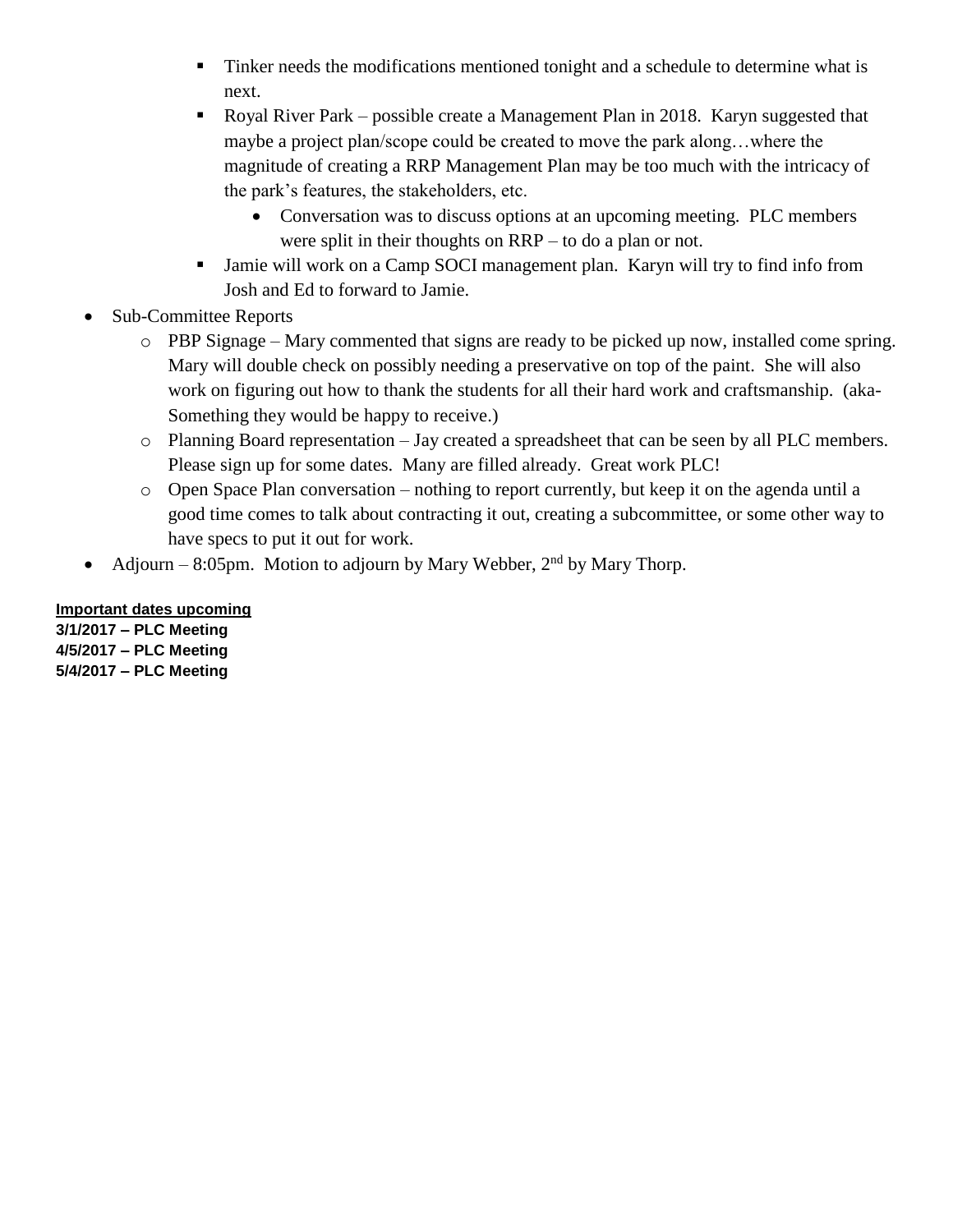- Tinker needs the modifications mentioned tonight and a schedule to determine what is next.
    - Royal River Park – possible create a Management Plan in 2018. Karyn suggested that maybe a project plan/scope could be created to move the park along…where the magnitude of creating a RRP Management Plan may be too much with the intricacy of the park's features, the stakeholders, etc.
        - Conversation was to discuss options at an upcoming meeting. PLC members were split in their thoughts on RRP – to do a plan or not.
    - Jamie will work on a Camp SOCI management plan. Karyn will try to find info from Josh and Ed to forward to Jamie.
- Sub-Committee Reports
    - PBP Signage – Mary commented that signs are ready to be picked up now, installed come spring. Mary will double check on possibly needing a preservative on top of the paint. She will also work on figuring out how to thank the students for all their hard work and craftsmanship. (aka-Something they would be happy to receive.)
    - Planning Board representation – Jay created a spreadsheet that can be seen by all PLC members. Please sign up for some dates. Many are filled already. Great work PLC!
    - Open Space Plan conversation – nothing to report currently, but keep it on the agenda until a good time comes to talk about contracting it out, creating a subcommittee, or some other way to have specs to put it out for work.
- Adjourn – 8:05pm. Motion to adjourn by Mary Webber, 2nd by Mary Thorp.

**Important dates upcoming**
**3/1/2017 – PLC Meeting**
**4/5/2017 – PLC Meeting**
**5/4/2017 – PLC Meeting**